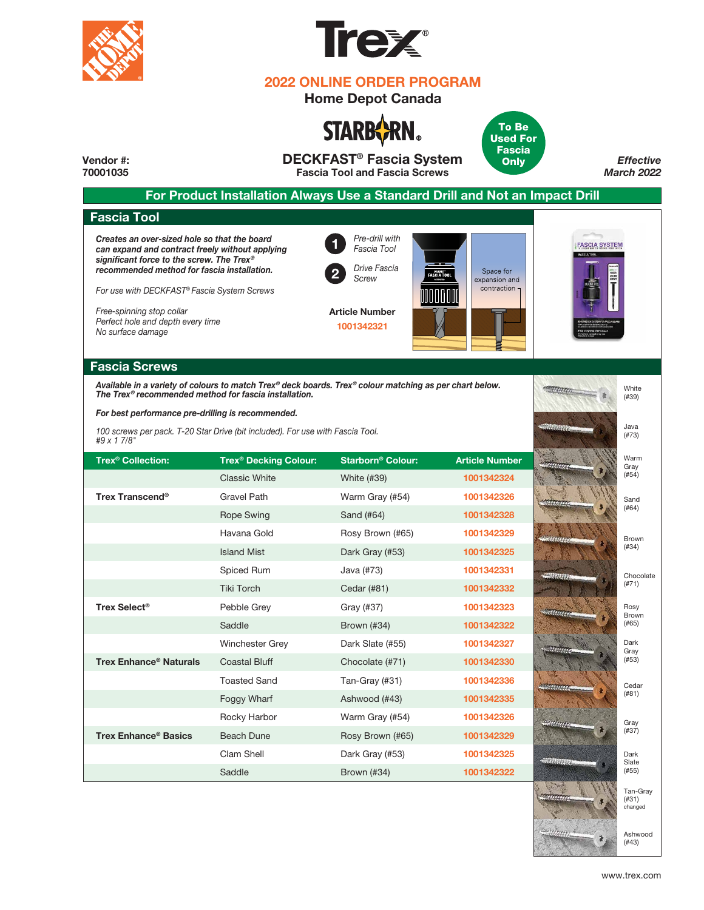# Trex®

## 2022 ONLINE ORDER PROGRAM

### Home Depot Canada

**STARBORN®**

## DECKFAST® Fascia System

**Fascia Tool and Fascia Screws**

**To Be Used For Fascia Only**

**Vendor #:**
**70001035**

***Effective***
***March 2022***

**For Product Installation Always Use a Standard Drill and Not an Impact Drill**

## Fascia Tool

***Creates an over-sized hole so that the board can expand and contract freely without applying significant force to the screw. The Trex® recommended method for fascia installation.***

*For use with DECKFAST® Fascia System Screws*

*Free-spinning stop collar*
*Perfect hole and depth every time*
*No surface damage*

1. *Pre-drill with Fascia Tool*
2. *Drive Fascia Screw*

Space for expansion and contraction

**Article Number**
**1001342321**

## Fascia Screws

***Available in a variety of colours to match Trex® deck boards. Trex® colour matching as per chart below. The Trex® recommended method for fascia installation.***

***For best performance pre-drilling is recommended.***

*100 screws per pack. T-20 Star Drive (bit included). For use with Fascia Tool.*
*#9 x 1 7/8"*

| Trex® Collection: | Trex® Decking Colour: | Starborn® Colour: | Article Number |
|---|---|---|---|
| | Classic White | White (#39) | 1001342324 |
| **Trex Transcend®** | Gravel Path | Warm Gray (#54) | 1001342326 |
| | Rope Swing | Sand (#64) | 1001342328 |
| | Havana Gold | Rosy Brown (#65) | 1001342329 |
| | Island Mist | Dark Gray (#53) | 1001342325 |
| | Spiced Rum | Java (#73) | 1001342331 |
| | Tiki Torch | Cedar (#81) | 1001342332 |
| **Trex Select®** | Pebble Grey | Gray (#37) | 1001342323 |
| | Saddle | Brown (#34) | 1001342322 |
| | Winchester Grey | Dark Slate (#55) | 1001342327 |
| **Trex Enhance® Naturals** | Coastal Bluff | Chocolate (#71) | 1001342330 |
| | Toasted Sand | Tan-Gray (#31) | 1001342336 |
| | Foggy Wharf | Ashwood (#43) | 1001342335 |
| | Rocky Harbor | Warm Gray (#54) | 1001342326 |
| **Trex Enhance® Basics** | Beach Dune | Rosy Brown (#65) | 1001342329 |
| | Clam Shell | Dark Gray (#53) | 1001342325 |
| | Saddle | Brown (#34) | 1001342322 |

White (#39)
Java (#73)
Warm Gray (#54)
Sand (#64)
Brown (#34)
Chocolate (#71)
Rosy Brown (#65)
Dark Gray (#53)
Cedar (#81)
Gray (#37)
Dark Slate (#55)
Tan-Gray (#31) changed
Ashwood (#43)

www.trex.com